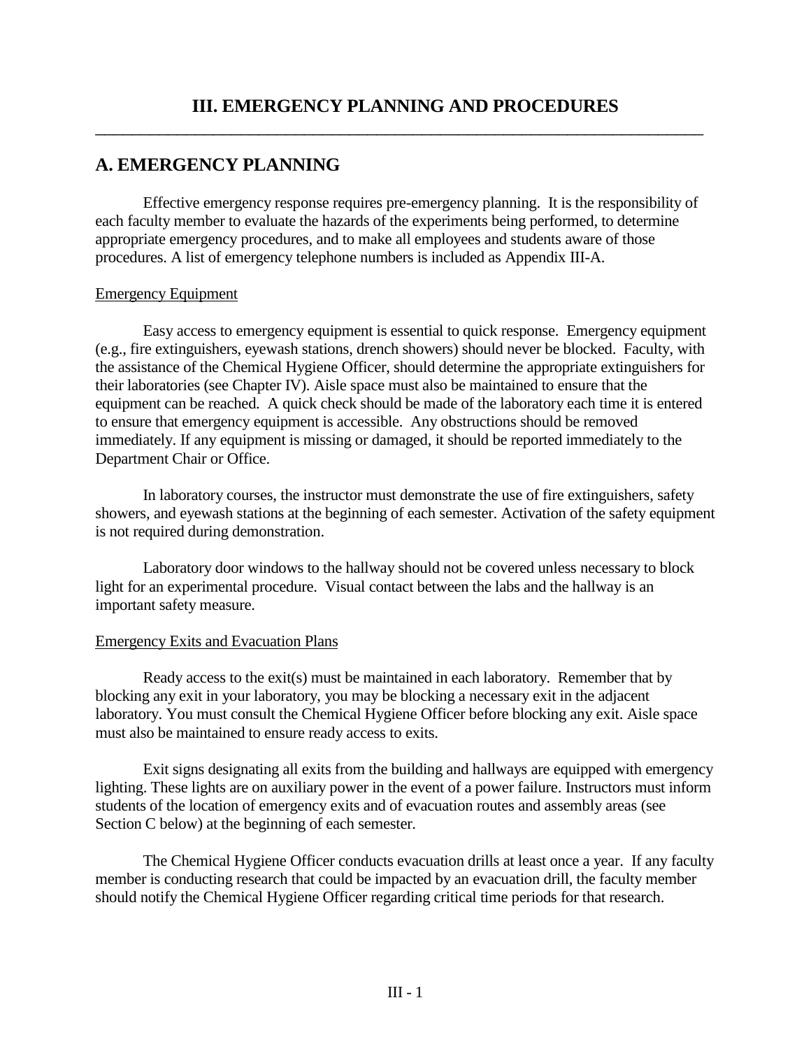# III. EMERGENCY PLANNING AND PROCEDURES

## A. EMERGENCY PLANNING

Effective emergency response requires pre-emergency planning. It is the responsibility of each faculty member to evaluate the hazards of the experiments being performed, to determine appropriate emergency procedures, and to make all employees and students aware of those procedures. A list of emergency telephone numbers is included as Appendix III-A.

### Emergency Equipment

Easy access to emergency equipment is essential to quick response. Emergency equipment (e.g., fire extinguishers, eyewash stations, drench showers) should never be blocked. Faculty, with the assistance of the Chemical Hygiene Officer, should determine the appropriate extinguishers for their laboratories (see Chapter IV). Aisle space must also be maintained to ensure that the equipment can be reached. A quick check should be made of the laboratory each time it is entered to ensure that emergency equipment is accessible. Any obstructions should be removed immediately. If any equipment is missing or damaged, it should be reported immediately to the Department Chair or Office.

In laboratory courses, the instructor must demonstrate the use of fire extinguishers, safety showers, and eyewash stations at the beginning of each semester. Activation of the safety equipment is not required during demonstration.

Laboratory door windows to the hallway should not be covered unless necessary to block light for an experimental procedure. Visual contact between the labs and the hallway is an important safety measure.

### Emergency Exits and Evacuation Plans

Ready access to the exit(s) must be maintained in each laboratory. Remember that by blocking any exit in your laboratory, you may be blocking a necessary exit in the adjacent laboratory. You must consult the Chemical Hygiene Officer before blocking any exit. Aisle space must also be maintained to ensure ready access to exits.

Exit signs designating all exits from the building and hallways are equipped with emergency lighting. These lights are on auxiliary power in the event of a power failure. Instructors must inform students of the location of emergency exits and of evacuation routes and assembly areas (see Section C below) at the beginning of each semester.

The Chemical Hygiene Officer conducts evacuation drills at least once a year. If any faculty member is conducting research that could be impacted by an evacuation drill, the faculty member should notify the Chemical Hygiene Officer regarding critical time periods for that research.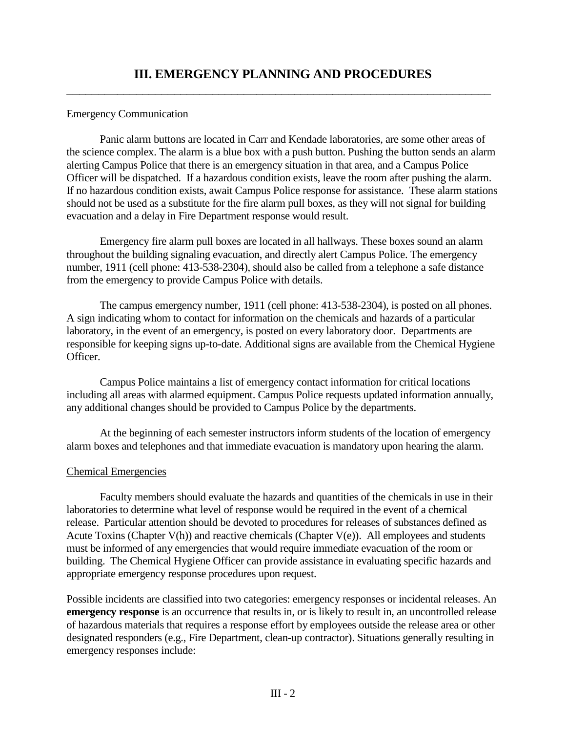# III. EMERGENCY PLANNING AND PROCEDURES

Emergency Communication

Panic alarm buttons are located in Carr and Kendade laboratories, are some other areas of the science complex. The alarm is a blue box with a push button. Pushing the button sends an alarm alerting Campus Police that there is an emergency situation in that area, and a Campus Police Officer will be dispatched. If a hazardous condition exists, leave the room after pushing the alarm. If no hazardous condition exists, await Campus Police response for assistance. These alarm stations should not be used as a substitute for the fire alarm pull boxes, as they will not signal for building evacuation and a delay in Fire Department response would result.

Emergency fire alarm pull boxes are located in all hallways. These boxes sound an alarm throughout the building signaling evacuation, and directly alert Campus Police. The emergency number, 1911 (cell phone: 413-538-2304), should also be called from a telephone a safe distance from the emergency to provide Campus Police with details.

The campus emergency number, 1911 (cell phone: 413-538-2304), is posted on all phones. A sign indicating whom to contact for information on the chemicals and hazards of a particular laboratory, in the event of an emergency, is posted on every laboratory door. Departments are responsible for keeping signs up-to-date. Additional signs are available from the Chemical Hygiene Officer.

Campus Police maintains a list of emergency contact information for critical locations including all areas with alarmed equipment. Campus Police requests updated information annually, any additional changes should be provided to Campus Police by the departments.

At the beginning of each semester instructors inform students of the location of emergency alarm boxes and telephones and that immediate evacuation is mandatory upon hearing the alarm.

Chemical Emergencies

Faculty members should evaluate the hazards and quantities of the chemicals in use in their laboratories to determine what level of response would be required in the event of a chemical release. Particular attention should be devoted to procedures for releases of substances defined as Acute Toxins (Chapter V(h)) and reactive chemicals (Chapter V(e)). All employees and students must be informed of any emergencies that would require immediate evacuation of the room or building. The Chemical Hygiene Officer can provide assistance in evaluating specific hazards and appropriate emergency response procedures upon request.

Possible incidents are classified into two categories: emergency responses or incidental releases. An **emergency response** is an occurrence that results in, or is likely to result in, an uncontrolled release of hazardous materials that requires a response effort by employees outside the release area or other designated responders (e.g., Fire Department, clean-up contractor). Situations generally resulting in emergency responses include: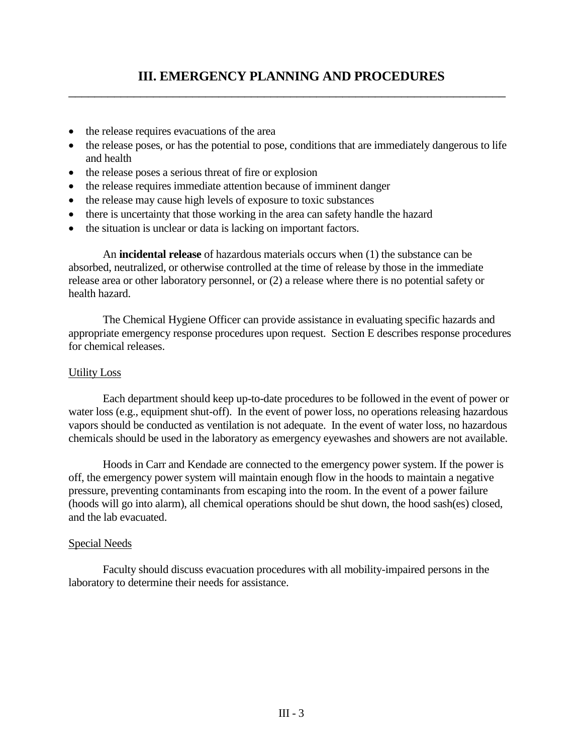- the release requires evacuations of the area
- the release poses, or has the potential to pose, conditions that are immediately dangerous to life and health
- the release poses a serious threat of fire or explosion
- the release requires immediate attention because of imminent danger
- the release may cause high levels of exposure to toxic substances
- there is uncertainty that those working in the area can safety handle the hazard
- the situation is unclear or data is lacking on important factors.

An **incidental release** of hazardous materials occurs when (1) the substance can be absorbed, neutralized, or otherwise controlled at the time of release by those in the immediate release area or other laboratory personnel, or (2) a release where there is no potential safety or health hazard.

The Chemical Hygiene Officer can provide assistance in evaluating specific hazards and appropriate emergency response procedures upon request. Section E describes response procedures for chemical releases.

Utility Loss

Each department should keep up-to-date procedures to be followed in the event of power or water loss (e.g., equipment shut-off). In the event of power loss, no operations releasing hazardous vapors should be conducted as ventilation is not adequate. In the event of water loss, no hazardous chemicals should be used in the laboratory as emergency eyewashes and showers are not available.

Hoods in Carr and Kendade are connected to the emergency power system. If the power is off, the emergency power system will maintain enough flow in the hoods to maintain a negative pressure, preventing contaminants from escaping into the room. In the event of a power failure (hoods will go into alarm), all chemical operations should be shut down, the hood sash(es) closed, and the lab evacuated.

Special Needs

Faculty should discuss evacuation procedures with all mobility-impaired persons in the laboratory to determine their needs for assistance.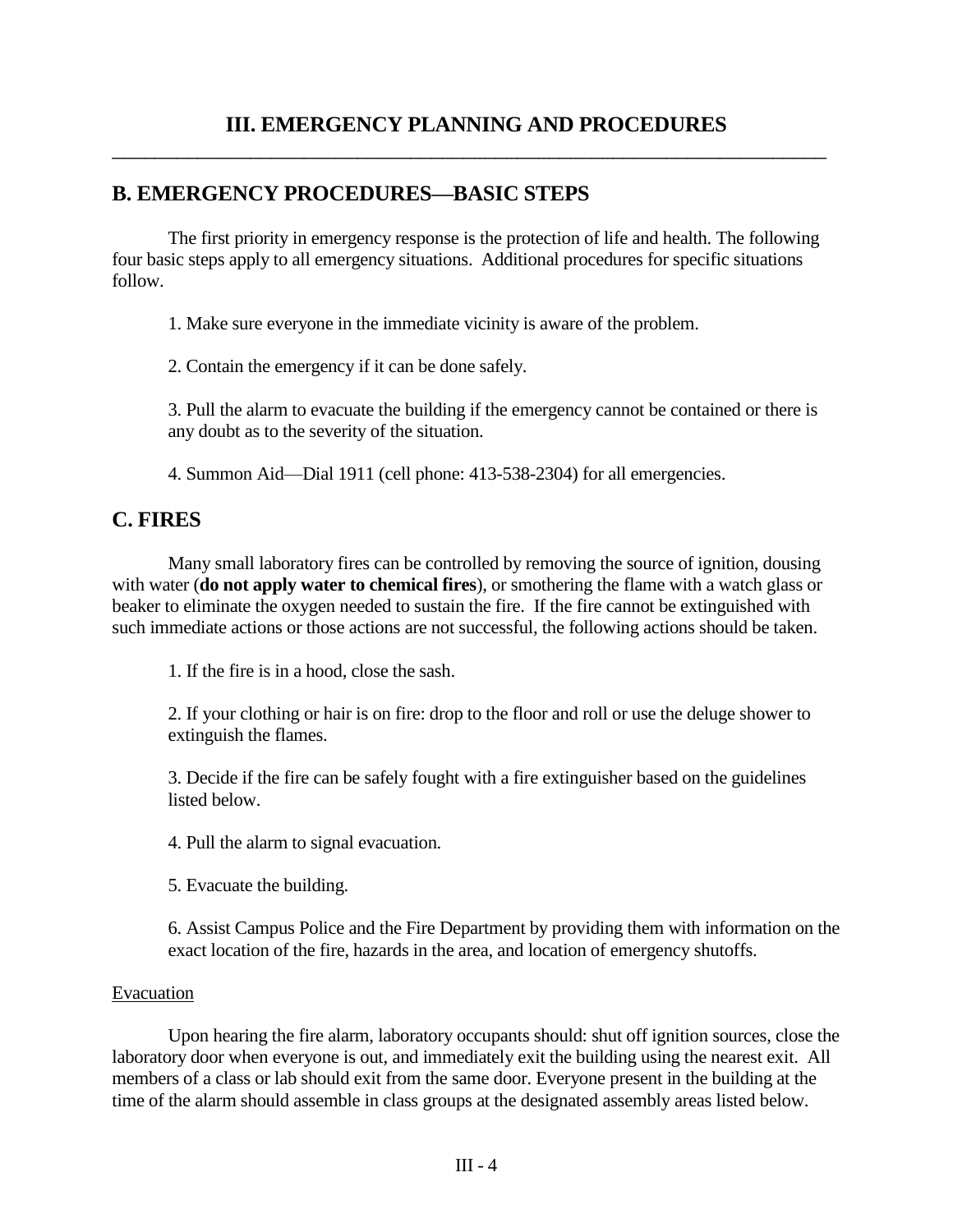# III. EMERGENCY PLANNING AND PROCEDURES

## B. EMERGENCY PROCEDURES—BASIC STEPS

The first priority in emergency response is the protection of life and health. The following four basic steps apply to all emergency situations. Additional procedures for specific situations follow.

1. Make sure everyone in the immediate vicinity is aware of the problem.

2. Contain the emergency if it can be done safely.

3. Pull the alarm to evacuate the building if the emergency cannot be contained or there is any doubt as to the severity of the situation.

4. Summon Aid—Dial 1911 (cell phone: 413-538-2304) for all emergencies.

## C. FIRES

Many small laboratory fires can be controlled by removing the source of ignition, dousing with water (**do not apply water to chemical fires**), or smothering the flame with a watch glass or beaker to eliminate the oxygen needed to sustain the fire. If the fire cannot be extinguished with such immediate actions or those actions are not successful, the following actions should be taken.

1. If the fire is in a hood, close the sash.

2. If your clothing or hair is on fire: drop to the floor and roll or use the deluge shower to extinguish the flames.

3. Decide if the fire can be safely fought with a fire extinguisher based on the guidelines listed below.

4. Pull the alarm to signal evacuation.

5. Evacuate the building.

6. Assist Campus Police and the Fire Department by providing them with information on the exact location of the fire, hazards in the area, and location of emergency shutoffs.

<u>Evacuation</u>

Upon hearing the fire alarm, laboratory occupants should: shut off ignition sources, close the laboratory door when everyone is out, and immediately exit the building using the nearest exit. All members of a class or lab should exit from the same door. Everyone present in the building at the time of the alarm should assemble in class groups at the designated assembly areas listed below.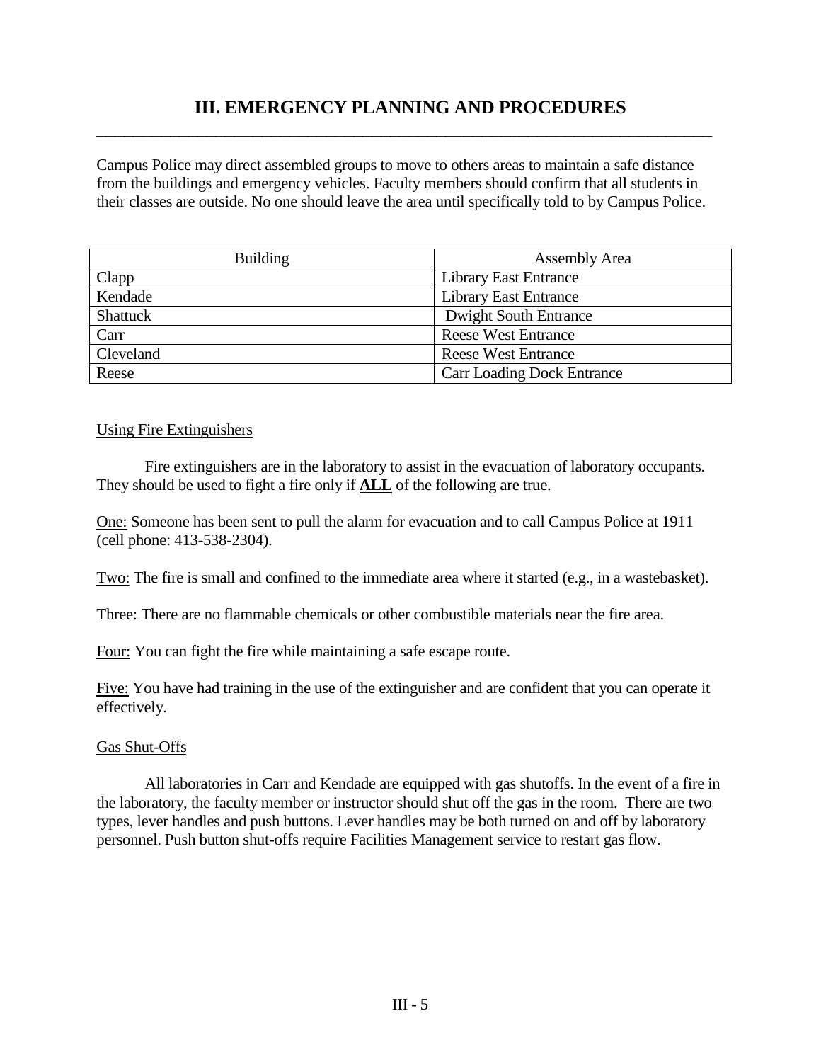# III. EMERGENCY PLANNING AND PROCEDURES

Campus Police may direct assembled groups to move to others areas to maintain a safe distance from the buildings and emergency vehicles. Faculty members should confirm that all students in their classes are outside. No one should leave the area until specifically told to by Campus Police.

| Building | Assembly Area |
|---|---|
| Clapp | Library East Entrance |
| Kendade | Library East Entrance |
| Shattuck | Dwight South Entrance |
| Carr | Reese West Entrance |
| Cleveland | Reese West Entrance |
| Reese | Carr Loading Dock Entrance |

Using Fire Extinguishers

Fire extinguishers are in the laboratory to assist in the evacuation of laboratory occupants. They should be used to fight a fire only if **ALL** of the following are true.

One: Someone has been sent to pull the alarm for evacuation and to call Campus Police at 1911 (cell phone: 413-538-2304).

Two: The fire is small and confined to the immediate area where it started (e.g., in a wastebasket).

Three: There are no flammable chemicals or other combustible materials near the fire area.

Four: You can fight the fire while maintaining a safe escape route.

Five: You have had training in the use of the extinguisher and are confident that you can operate it effectively.

Gas Shut-Offs

All laboratories in Carr and Kendade are equipped with gas shutoffs. In the event of a fire in the laboratory, the faculty member or instructor should shut off the gas in the room. There are two types, lever handles and push buttons. Lever handles may be both turned on and off by laboratory personnel. Push button shut-offs require Facilities Management service to restart gas flow.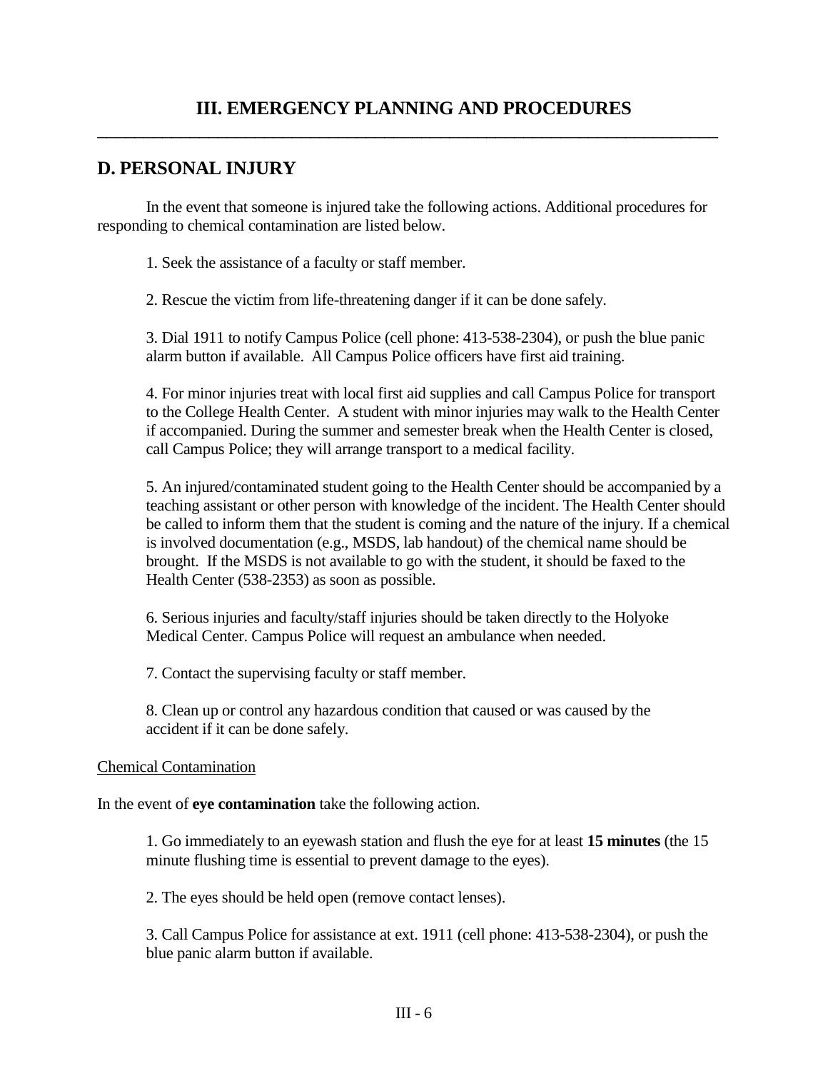# III. EMERGENCY PLANNING AND PROCEDURES

## D. PERSONAL INJURY

In the event that someone is injured take the following actions. Additional procedures for responding to chemical contamination are listed below.

1. Seek the assistance of a faculty or staff member.

2. Rescue the victim from life-threatening danger if it can be done safely.

3. Dial 1911 to notify Campus Police (cell phone: 413-538-2304), or push the blue panic alarm button if available. All Campus Police officers have first aid training.

4. For minor injuries treat with local first aid supplies and call Campus Police for transport to the College Health Center. A student with minor injuries may walk to the Health Center if accompanied. During the summer and semester break when the Health Center is closed, call Campus Police; they will arrange transport to a medical facility.

5. An injured/contaminated student going to the Health Center should be accompanied by a teaching assistant or other person with knowledge of the incident. The Health Center should be called to inform them that the student is coming and the nature of the injury. If a chemical is involved documentation (e.g., MSDS, lab handout) of the chemical name should be brought. If the MSDS is not available to go with the student, it should be faxed to the Health Center (538-2353) as soon as possible.

6. Serious injuries and faculty/staff injuries should be taken directly to the Holyoke Medical Center. Campus Police will request an ambulance when needed.

7. Contact the supervising faculty or staff member.

8. Clean up or control any hazardous condition that caused or was caused by the accident if it can be done safely.

<u>Chemical Contamination</u>

In the event of **eye contamination** take the following action.

1. Go immediately to an eyewash station and flush the eye for at least **15 minutes** (the 15 minute flushing time is essential to prevent damage to the eyes).

2. The eyes should be held open (remove contact lenses).

3. Call Campus Police for assistance at ext. 1911 (cell phone: 413-538-2304), or push the blue panic alarm button if available.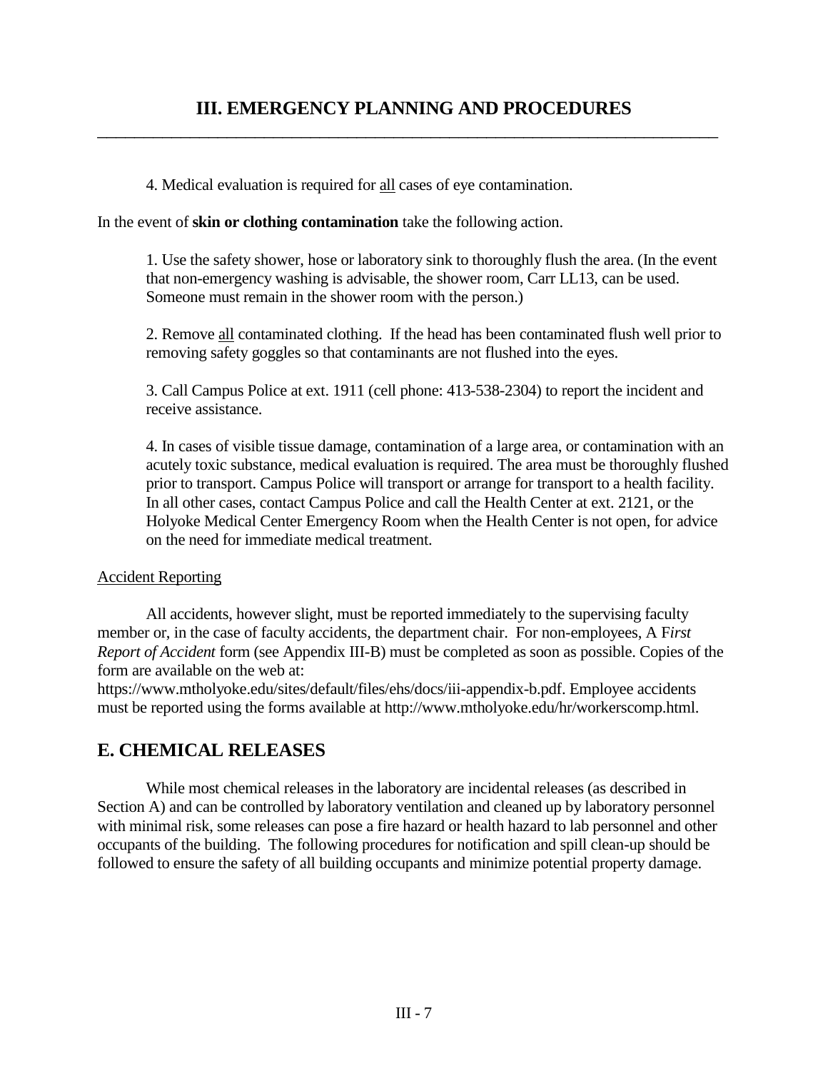4. Medical evaluation is required for all cases of eye contamination.

In the event of **skin or clothing contamination** take the following action.

1. Use the safety shower, hose or laboratory sink to thoroughly flush the area. (In the event that non-emergency washing is advisable, the shower room, Carr LL13, can be used. Someone must remain in the shower room with the person.)

2. Remove all contaminated clothing. If the head has been contaminated flush well prior to removing safety goggles so that contaminants are not flushed into the eyes.

3. Call Campus Police at ext. 1911 (cell phone: 413-538-2304) to report the incident and receive assistance.

4. In cases of visible tissue damage, contamination of a large area, or contamination with an acutely toxic substance, medical evaluation is required. The area must be thoroughly flushed prior to transport. Campus Police will transport or arrange for transport to a health facility. In all other cases, contact Campus Police and call the Health Center at ext. 2121, or the Holyoke Medical Center Emergency Room when the Health Center is not open, for advice on the need for immediate medical treatment.

Accident Reporting

All accidents, however slight, must be reported immediately to the supervising faculty member or, in the case of faculty accidents, the department chair. For non-employees, A F*irst Report of Accident* form (see Appendix III-B) must be completed as soon as possible. Copies of the form are available on the web at: https://www.mtholyoke.edu/sites/default/files/ehs/docs/iii-appendix-b.pdf. Employee accidents must be reported using the forms available at http://www.mtholyoke.edu/hr/workerscomp.html.

## E. CHEMICAL RELEASES

While most chemical releases in the laboratory are incidental releases (as described in Section A) and can be controlled by laboratory ventilation and cleaned up by laboratory personnel with minimal risk, some releases can pose a fire hazard or health hazard to lab personnel and other occupants of the building. The following procedures for notification and spill clean-up should be followed to ensure the safety of all building occupants and minimize potential property damage.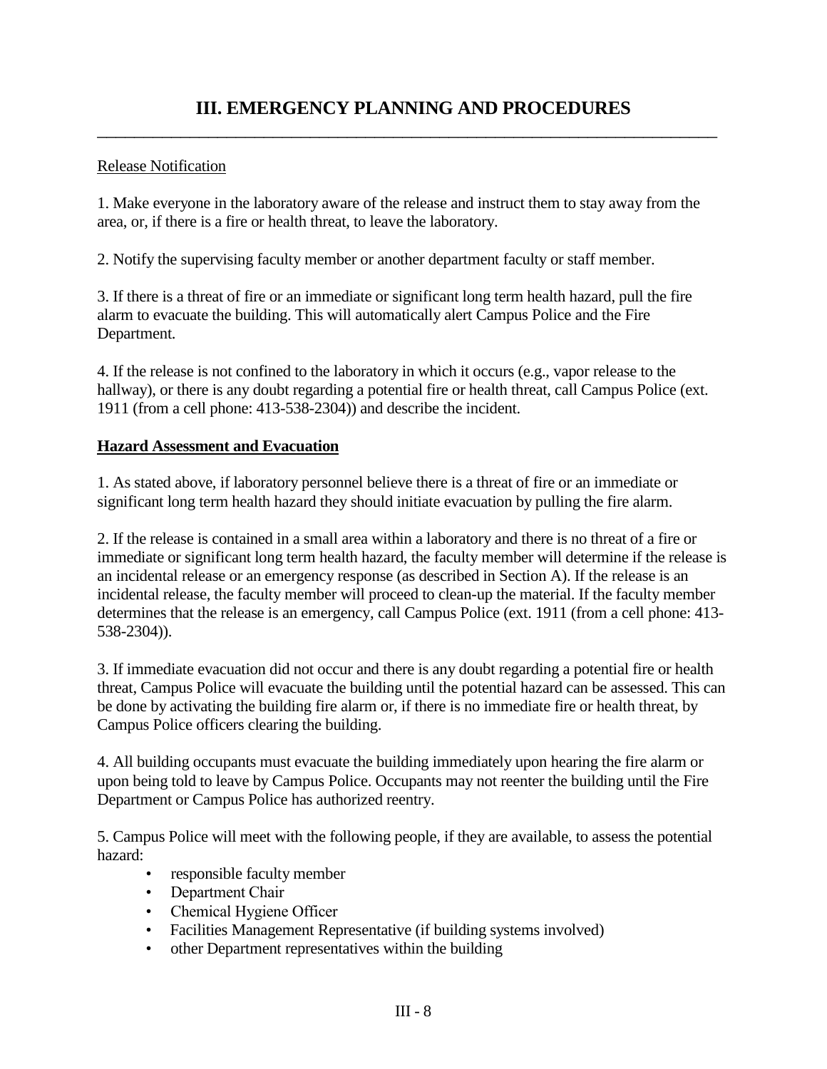# III. EMERGENCY PLANNING AND PROCEDURES

Release Notification

1. Make everyone in the laboratory aware of the release and instruct them to stay away from the area, or, if there is a fire or health threat, to leave the laboratory.

2. Notify the supervising faculty member or another department faculty or staff member.

3. If there is a threat of fire or an immediate or significant long term health hazard, pull the fire alarm to evacuate the building. This will automatically alert Campus Police and the Fire Department.

4. If the release is not confined to the laboratory in which it occurs (e.g., vapor release to the hallway), or there is any doubt regarding a potential fire or health threat, call Campus Police (ext. 1911 (from a cell phone: 413-538-2304)) and describe the incident.

**Hazard Assessment and Evacuation**

1. As stated above, if laboratory personnel believe there is a threat of fire or an immediate or significant long term health hazard they should initiate evacuation by pulling the fire alarm.

2. If the release is contained in a small area within a laboratory and there is no threat of a fire or immediate or significant long term health hazard, the faculty member will determine if the release is an incidental release or an emergency response (as described in Section A). If the release is an incidental release, the faculty member will proceed to clean-up the material. If the faculty member determines that the release is an emergency, call Campus Police (ext. 1911 (from a cell phone: 413-538-2304)).

3. If immediate evacuation did not occur and there is any doubt regarding a potential fire or health threat, Campus Police will evacuate the building until the potential hazard can be assessed. This can be done by activating the building fire alarm or, if there is no immediate fire or health threat, by Campus Police officers clearing the building.

4. All building occupants must evacuate the building immediately upon hearing the fire alarm or upon being told to leave by Campus Police. Occupants may not reenter the building until the Fire Department or Campus Police has authorized reentry.

5. Campus Police will meet with the following people, if they are available, to assess the potential hazard:

- responsible faculty member
- Department Chair
- Chemical Hygiene Officer
- Facilities Management Representative (if building systems involved)
- other Department representatives within the building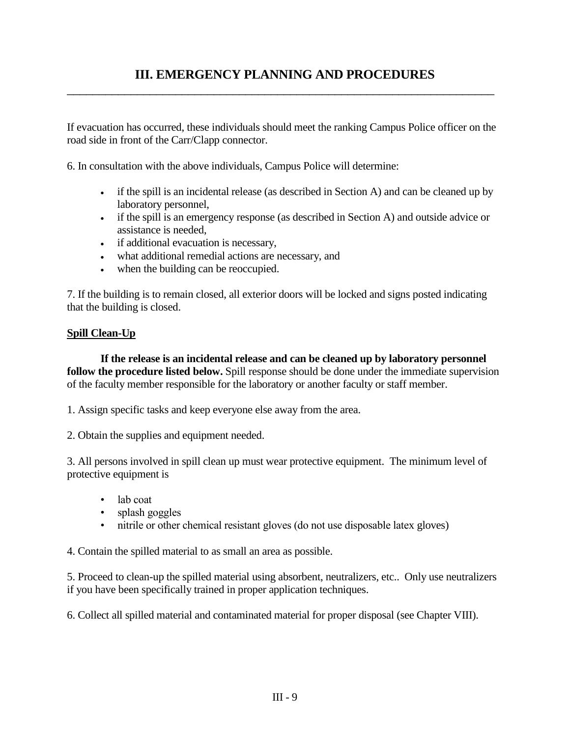# III. EMERGENCY PLANNING AND PROCEDURES

If evacuation has occurred, these individuals should meet the ranking Campus Police officer on the road side in front of the Carr/Clapp connector.

6. In consultation with the above individuals, Campus Police will determine:

- if the spill is an incidental release (as described in Section A) and can be cleaned up by laboratory personnel,
- if the spill is an emergency response (as described in Section A) and outside advice or assistance is needed,
- if additional evacuation is necessary,
- what additional remedial actions are necessary, and
- when the building can be reoccupied.

7. If the building is to remain closed, all exterior doors will be locked and signs posted indicating that the building is closed.

**Spill Clean-Up**

**If the release is an incidental release and can be cleaned up by laboratory personnel follow the procedure listed below.** Spill response should be done under the immediate supervision of the faculty member responsible for the laboratory or another faculty or staff member.

1. Assign specific tasks and keep everyone else away from the area.

2. Obtain the supplies and equipment needed.

3. All persons involved in spill clean up must wear protective equipment. The minimum level of protective equipment is

- lab coat
- splash goggles
- nitrile or other chemical resistant gloves (do not use disposable latex gloves)

4. Contain the spilled material to as small an area as possible.

5. Proceed to clean-up the spilled material using absorbent, neutralizers, etc.. Only use neutralizers if you have been specifically trained in proper application techniques.

6. Collect all spilled material and contaminated material for proper disposal (see Chapter VIII).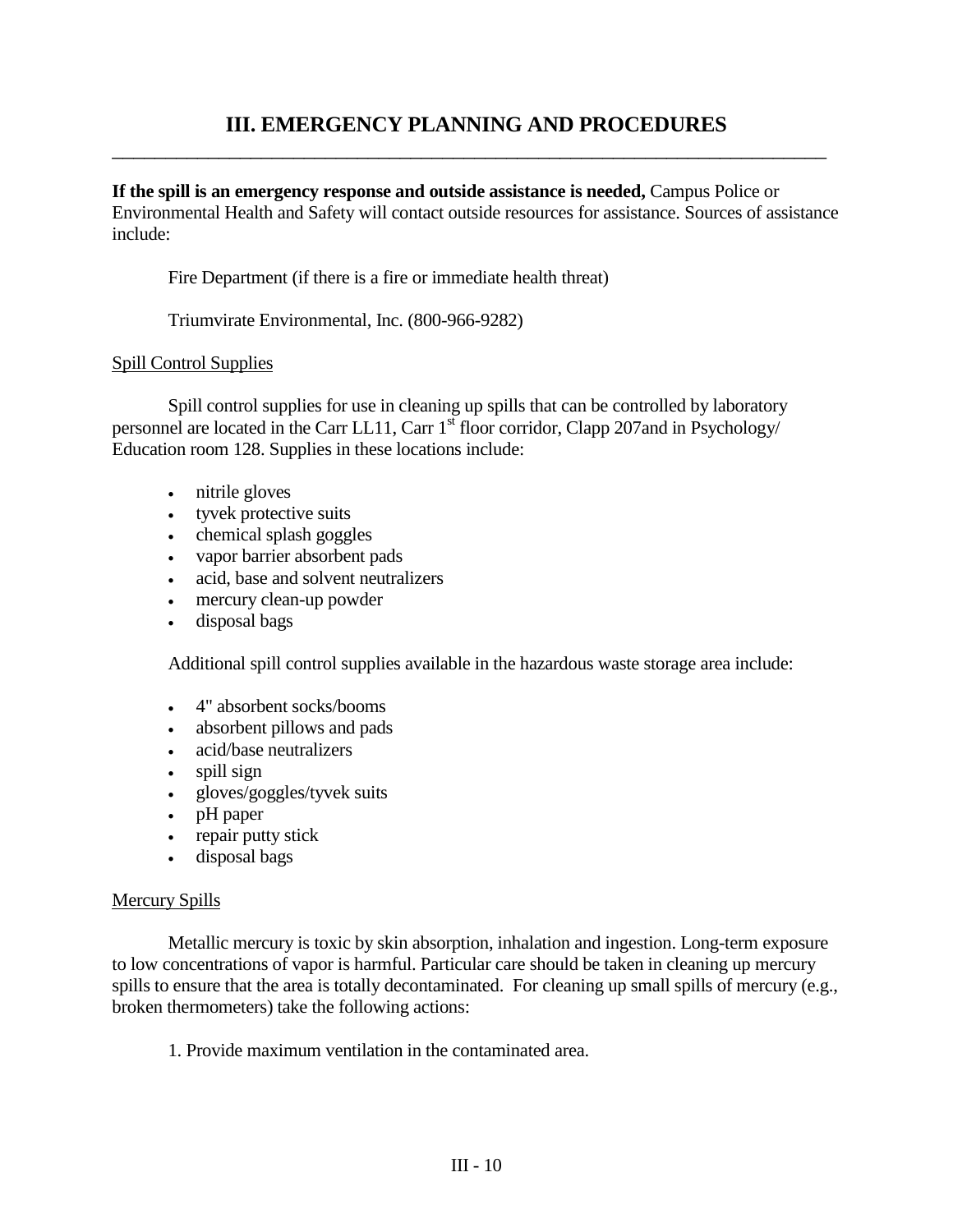# III. EMERGENCY PLANNING AND PROCEDURES

**If the spill is an emergency response and outside assistance is needed,** Campus Police or Environmental Health and Safety will contact outside resources for assistance. Sources of assistance include:

Fire Department (if there is a fire or immediate health threat)

Triumvirate Environmental, Inc. (800-966-9282)

<u>Spill Control Supplies</u>

Spill control supplies for use in cleaning up spills that can be controlled by laboratory personnel are located in the Carr LL11, Carr 1st floor corridor, Clapp 207and in Psychology/ Education room 128. Supplies in these locations include:

- nitrile gloves
- tyvek protective suits
- chemical splash goggles
- vapor barrier absorbent pads
- acid, base and solvent neutralizers
- mercury clean-up powder
- disposal bags

Additional spill control supplies available in the hazardous waste storage area include:

- 4" absorbent socks/booms
- absorbent pillows and pads
- acid/base neutralizers
- spill sign
- gloves/goggles/tyvek suits
- pH paper
- repair putty stick
- disposal bags

<u>Mercury Spills</u>

Metallic mercury is toxic by skin absorption, inhalation and ingestion. Long-term exposure to low concentrations of vapor is harmful. Particular care should be taken in cleaning up mercury spills to ensure that the area is totally decontaminated. For cleaning up small spills of mercury (e.g., broken thermometers) take the following actions:

1. Provide maximum ventilation in the contaminated area.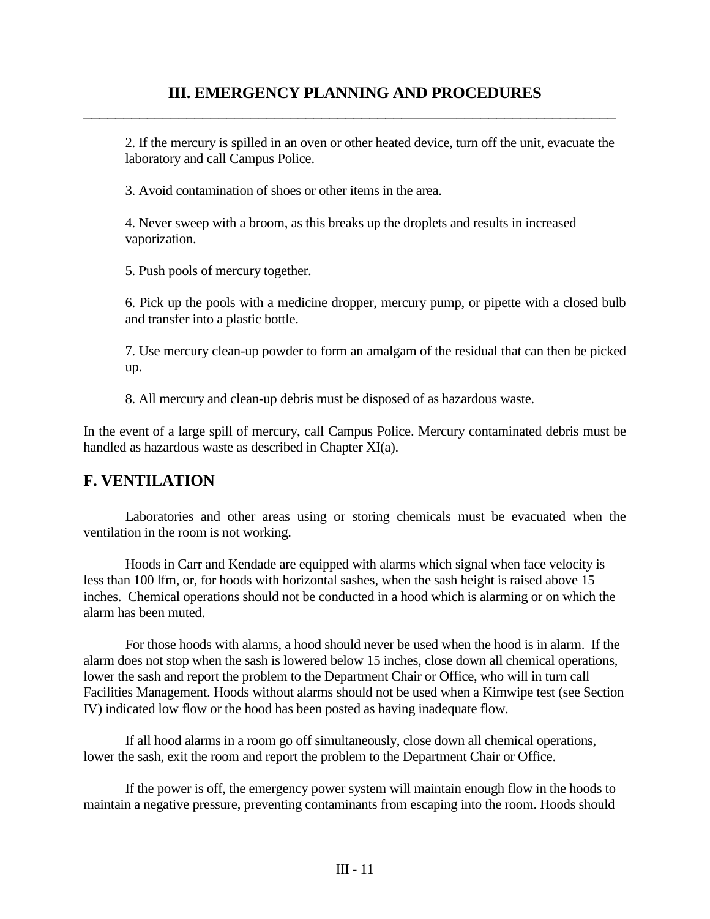2. If the mercury is spilled in an oven or other heated device, turn off the unit, evacuate the laboratory and call Campus Police.

3. Avoid contamination of shoes or other items in the area.

4. Never sweep with a broom, as this breaks up the droplets and results in increased vaporization.

5. Push pools of mercury together.

6. Pick up the pools with a medicine dropper, mercury pump, or pipette with a closed bulb and transfer into a plastic bottle.

7. Use mercury clean-up powder to form an amalgam of the residual that can then be picked up.

8. All mercury and clean-up debris must be disposed of as hazardous waste.

In the event of a large spill of mercury, call Campus Police. Mercury contaminated debris must be handled as hazardous waste as described in Chapter XI(a).

## F. VENTILATION

Laboratories and other areas using or storing chemicals must be evacuated when the ventilation in the room is not working.

Hoods in Carr and Kendade are equipped with alarms which signal when face velocity is less than 100 lfm, or, for hoods with horizontal sashes, when the sash height is raised above 15 inches. Chemical operations should not be conducted in a hood which is alarming or on which the alarm has been muted.

For those hoods with alarms, a hood should never be used when the hood is in alarm. If the alarm does not stop when the sash is lowered below 15 inches, close down all chemical operations, lower the sash and report the problem to the Department Chair or Office, who will in turn call Facilities Management. Hoods without alarms should not be used when a Kimwipe test (see Section IV) indicated low flow or the hood has been posted as having inadequate flow.

If all hood alarms in a room go off simultaneously, close down all chemical operations, lower the sash, exit the room and report the problem to the Department Chair or Office.

If the power is off, the emergency power system will maintain enough flow in the hoods to maintain a negative pressure, preventing contaminants from escaping into the room. Hoods should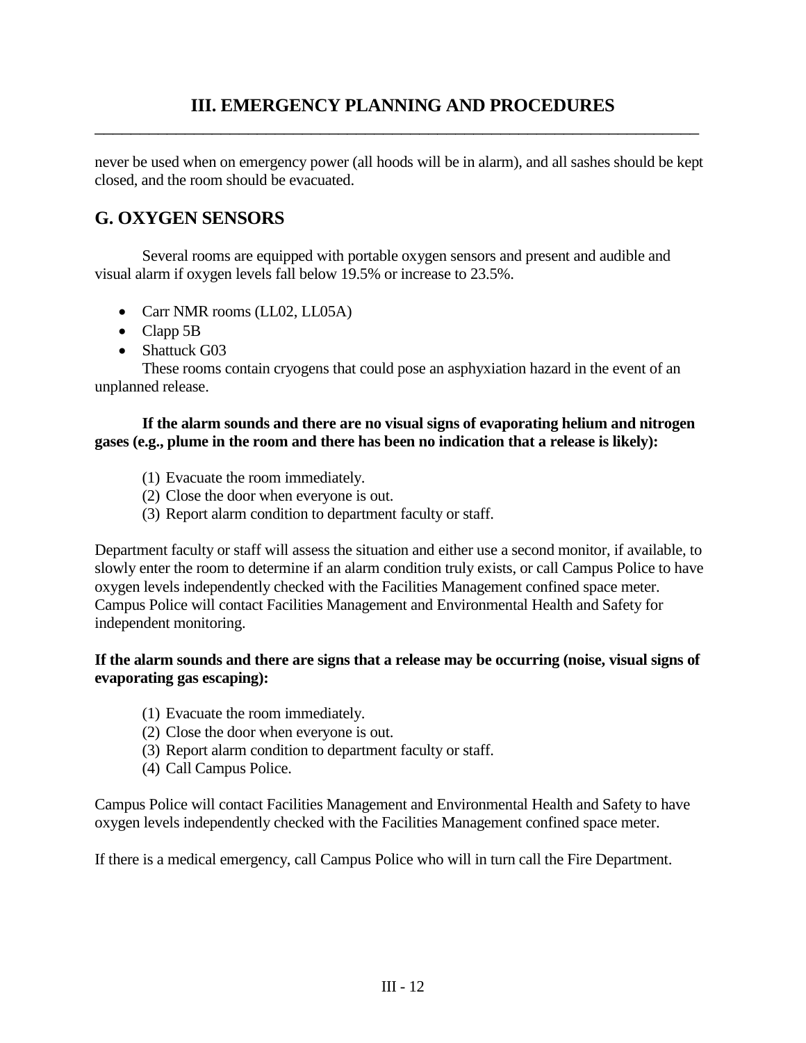never be used when on emergency power (all hoods will be in alarm), and all sashes should be kept closed, and the room should be evacuated.

## G. OXYGEN SENSORS

Several rooms are equipped with portable oxygen sensors and present and audible and visual alarm if oxygen levels fall below 19.5% or increase to 23.5%.

- Carr NMR rooms (LL02, LL05A)
- Clapp 5B
- Shattuck G03

These rooms contain cryogens that could pose an asphyxiation hazard in the event of an unplanned release.

**If the alarm sounds and there are no visual signs of evaporating helium and nitrogen gases (e.g., plume in the room and there has been no indication that a release is likely):**

(1) Evacuate the room immediately.
(2) Close the door when everyone is out.
(3) Report alarm condition to department faculty or staff.

Department faculty or staff will assess the situation and either use a second monitor, if available, to slowly enter the room to determine if an alarm condition truly exists, or call Campus Police to have oxygen levels independently checked with the Facilities Management confined space meter. Campus Police will contact Facilities Management and Environmental Health and Safety for independent monitoring.

**If the alarm sounds and there are signs that a release may be occurring (noise, visual signs of evaporating gas escaping):**

(1) Evacuate the room immediately.
(2) Close the door when everyone is out.
(3) Report alarm condition to department faculty or staff.
(4) Call Campus Police.

Campus Police will contact Facilities Management and Environmental Health and Safety to have oxygen levels independently checked with the Facilities Management confined space meter.

If there is a medical emergency, call Campus Police who will in turn call the Fire Department.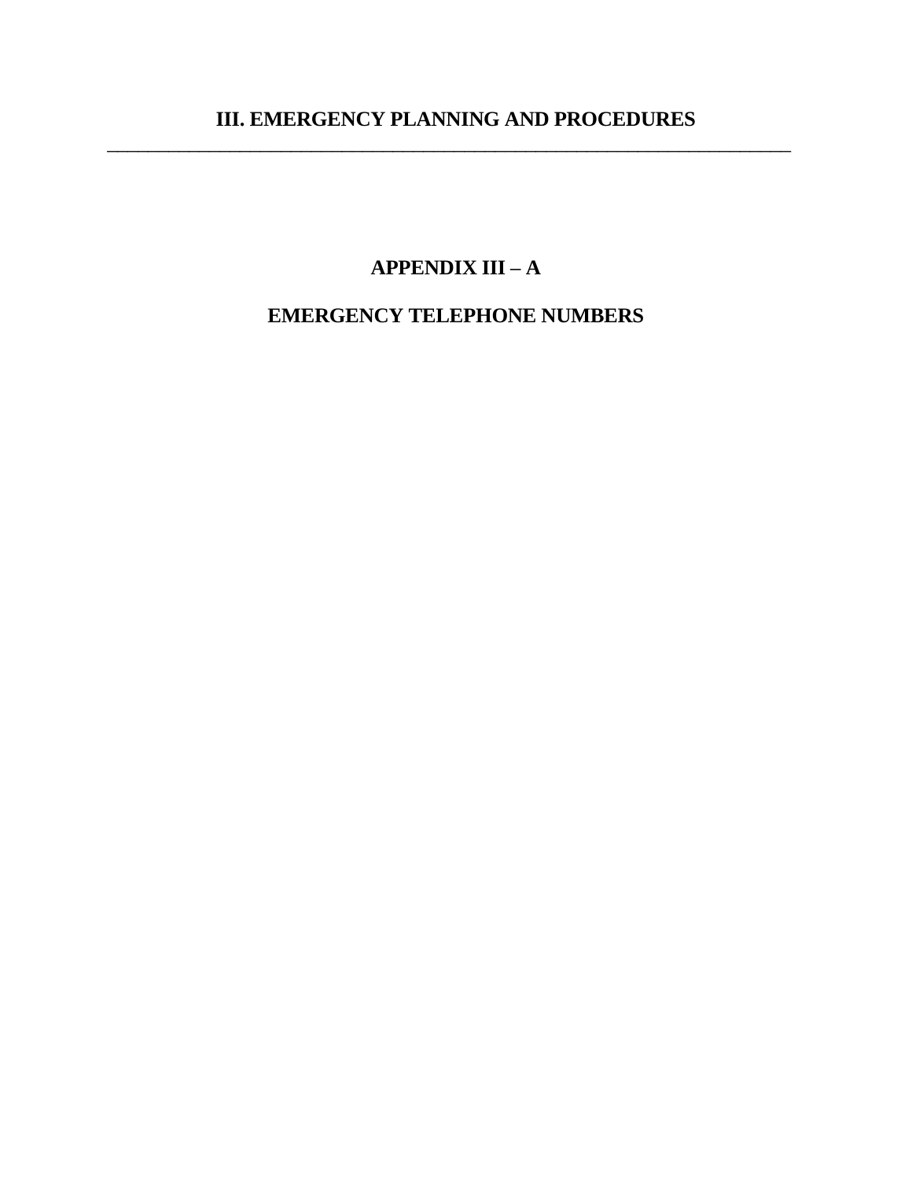# III. EMERGENCY PLANNING AND PROCEDURES

## APPENDIX III – A

## EMERGENCY TELEPHONE NUMBERS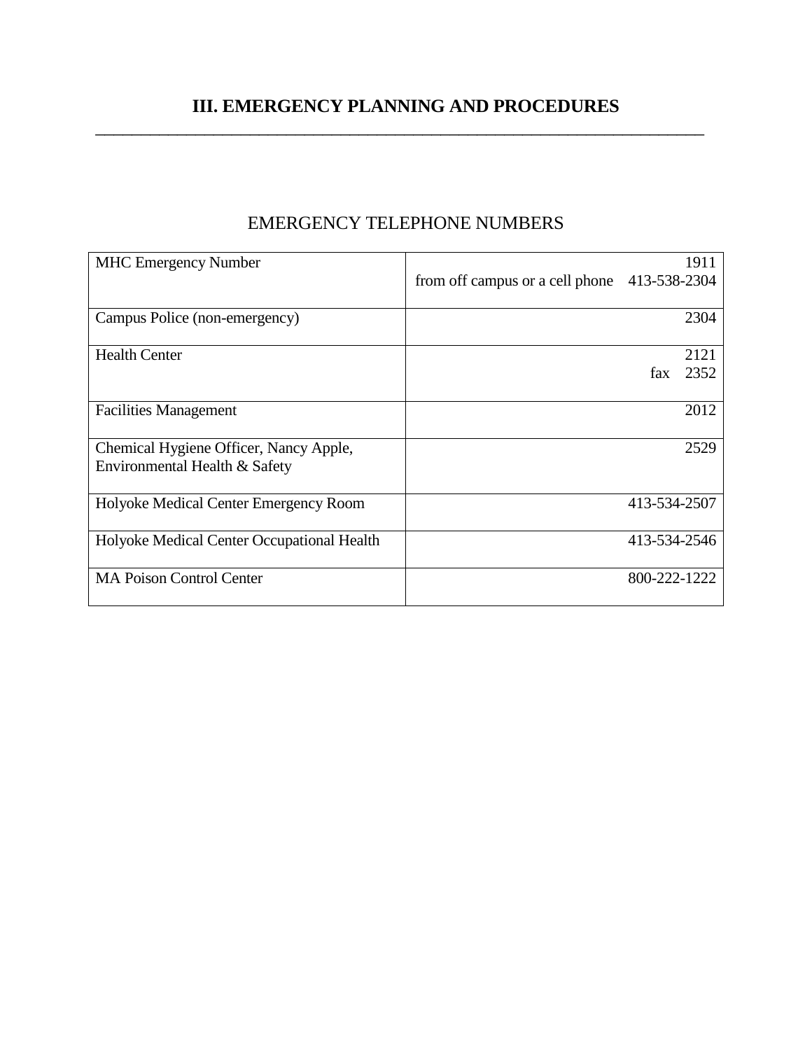# III. EMERGENCY PLANNING AND PROCEDURES

## EMERGENCY TELEPHONE NUMBERS

| | |
|---|---|
| MHC Emergency Number | 1911<br>from off campus or a cell phone 413-538-2304 |
| Campus Police (non-emergency) | 2304 |
| Health Center | 2121<br>fax 2352 |
| Facilities Management | 2012 |
| Chemical Hygiene Officer, Nancy Apple, Environmental Health & Safety | 2529 |
| Holyoke Medical Center Emergency Room | 413-534-2507 |
| Holyoke Medical Center Occupational Health | 413-534-2546 |
| MA Poison Control Center | 800-222-1222 |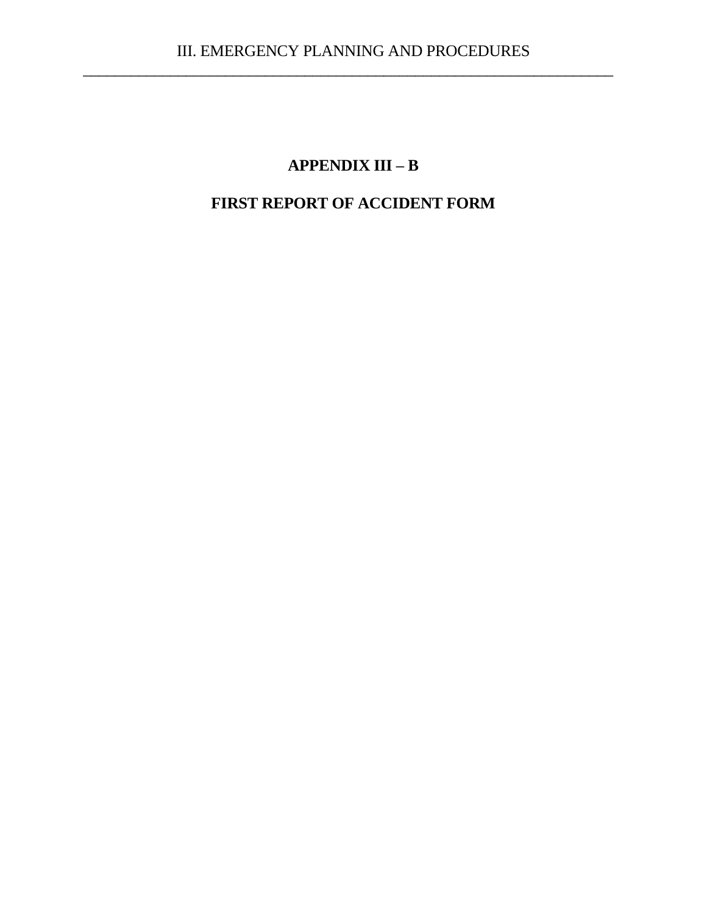# APPENDIX III – B

## FIRST REPORT OF ACCIDENT FORM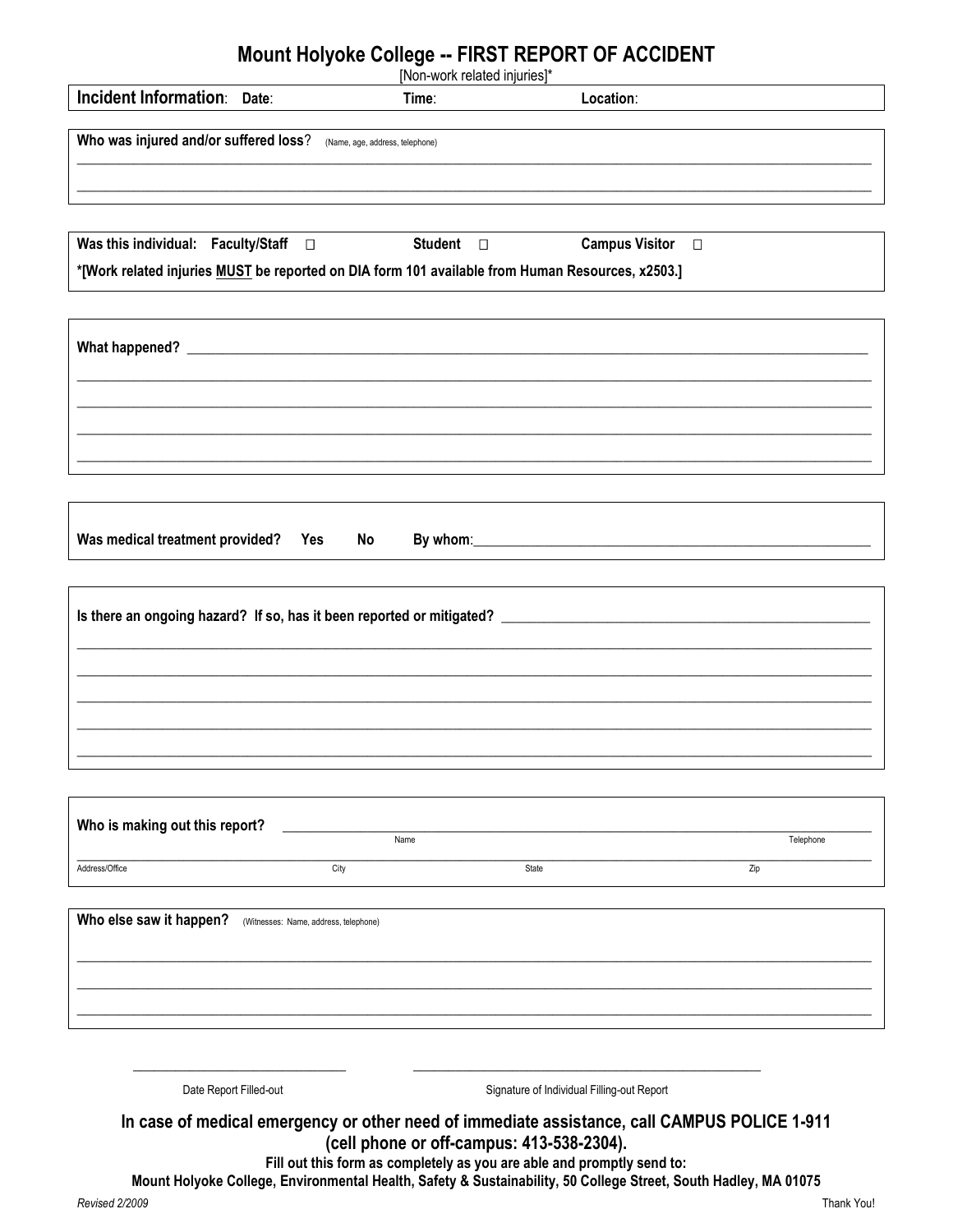# Mount Holyoke College -- FIRST REPORT OF ACCIDENT

[Non-work related injuries]*

**Incident Information**: **Date**: **Time**: **Location**:

**Who was injured and/or suffered loss**? (Name, age, address, telephone)

\_\_\_\_\_\_\_\_\_\_\_\_\_\_\_\_\_\_\_\_\_\_\_\_\_\_\_\_\_\_\_\_\_\_\_\_\_\_\_\_\_\_\_\_\_\_\_\_\_\_\_\_\_\_\_\_\_\_\_\_\_\_\_\_\_\_\_\_\_\_\_\_

\_\_\_\_\_\_\_\_\_\_\_\_\_\_\_\_\_\_\_\_\_\_\_\_\_\_\_\_\_\_\_\_\_\_\_\_\_\_\_\_\_\_\_\_\_\_\_\_\_\_\_\_\_\_\_\_\_\_\_\_\_\_\_\_\_\_\_\_\_\_\_\_

**Was this individual: Faculty/Staff** ☐ **Student** ☐ **Campus Visitor** ☐

**\*[Work related injuries MUST be reported on DIA form 101 available from Human Resources, x2503.]**

**What happened?** \_\_\_\_\_\_\_\_\_\_\_\_\_\_\_\_\_\_\_\_\_\_\_\_\_\_\_\_\_\_\_\_\_\_\_\_\_\_\_\_\_\_\_\_\_\_\_\_\_\_\_\_\_\_\_\_

\_\_\_\_\_\_\_\_\_\_\_\_\_\_\_\_\_\_\_\_\_\_\_\_\_\_\_\_\_\_\_\_\_\_\_\_\_\_\_\_\_\_\_\_\_\_\_\_\_\_\_\_\_\_\_\_\_\_\_\_\_\_\_\_\_\_\_\_\_\_\_\_

\_\_\_\_\_\_\_\_\_\_\_\_\_\_\_\_\_\_\_\_\_\_\_\_\_\_\_\_\_\_\_\_\_\_\_\_\_\_\_\_\_\_\_\_\_\_\_\_\_\_\_\_\_\_\_\_\_\_\_\_\_\_\_\_\_\_\_\_\_\_\_\_

\_\_\_\_\_\_\_\_\_\_\_\_\_\_\_\_\_\_\_\_\_\_\_\_\_\_\_\_\_\_\_\_\_\_\_\_\_\_\_\_\_\_\_\_\_\_\_\_\_\_\_\_\_\_\_\_\_\_\_\_\_\_\_\_\_\_\_\_\_\_\_\_

\_\_\_\_\_\_\_\_\_\_\_\_\_\_\_\_\_\_\_\_\_\_\_\_\_\_\_\_\_\_\_\_\_\_\_\_\_\_\_\_\_\_\_\_\_\_\_\_\_\_\_\_\_\_\_\_\_\_\_\_\_\_\_\_\_\_\_\_\_\_\_\_

**Was medical treatment provided? Yes No By whom**:\_\_\_\_\_\_\_\_\_\_\_\_\_\_\_\_\_\_\_\_\_\_\_\_\_\_\_\_\_\_\_\_\_\_\_\_

**Is there an ongoing hazard? If so, has it been reported or mitigated?** \_\_\_\_\_\_\_\_\_\_\_\_\_\_\_\_\_\_\_\_\_\_\_\_\_\_\_\_\_\_\_\_

\_\_\_\_\_\_\_\_\_\_\_\_\_\_\_\_\_\_\_\_\_\_\_\_\_\_\_\_\_\_\_\_\_\_\_\_\_\_\_\_\_\_\_\_\_\_\_\_\_\_\_\_\_\_\_\_\_\_\_\_\_\_\_\_\_\_\_\_\_\_\_\_

\_\_\_\_\_\_\_\_\_\_\_\_\_\_\_\_\_\_\_\_\_\_\_\_\_\_\_\_\_\_\_\_\_\_\_\_\_\_\_\_\_\_\_\_\_\_\_\_\_\_\_\_\_\_\_\_\_\_\_\_\_\_\_\_\_\_\_\_\_\_\_\_

\_\_\_\_\_\_\_\_\_\_\_\_\_\_\_\_\_\_\_\_\_\_\_\_\_\_\_\_\_\_\_\_\_\_\_\_\_\_\_\_\_\_\_\_\_\_\_\_\_\_\_\_\_\_\_\_\_\_\_\_\_\_\_\_\_\_\_\_\_\_\_\_

\_\_\_\_\_\_\_\_\_\_\_\_\_\_\_\_\_\_\_\_\_\_\_\_\_\_\_\_\_\_\_\_\_\_\_\_\_\_\_\_\_\_\_\_\_\_\_\_\_\_\_\_\_\_\_\_\_\_\_\_\_\_\_\_\_\_\_\_\_\_\_\_

\_\_\_\_\_\_\_\_\_\_\_\_\_\_\_\_\_\_\_\_\_\_\_\_\_\_\_\_\_\_\_\_\_\_\_\_\_\_\_\_\_\_\_\_\_\_\_\_\_\_\_\_\_\_\_\_\_\_\_\_\_\_\_\_\_\_\_\_\_\_\_\_

**Who is making out this report?** \_\_\_\_\_\_\_\_\_\_\_\_\_\_\_\_\_\_\_\_\_\_\_\_\_\_\_\_\_\_\_\_\_\_\_\_\_\_\_\_\_\_\_\_\_\_\_\_\_\_

Name Telephone

\_\_\_\_\_\_\_\_\_\_\_\_\_\_\_\_\_\_\_\_\_\_\_\_\_\_\_\_\_\_\_\_\_\_\_\_\_\_\_\_\_\_\_\_\_\_\_\_\_\_\_\_\_\_\_\_\_\_\_\_\_\_\_\_\_\_\_\_\_\_\_\_

Address/Office City State Zip

**Who else saw it happen?** (Witnesses: Name, address, telephone)

\_\_\_\_\_\_\_\_\_\_\_\_\_\_\_\_\_\_\_\_\_\_\_\_\_\_\_\_\_\_\_\_\_\_\_\_\_\_\_\_\_\_\_\_\_\_\_\_\_\_\_\_\_\_\_\_\_\_\_\_\_\_\_\_\_\_\_\_\_\_\_\_

\_\_\_\_\_\_\_\_\_\_\_\_\_\_\_\_\_\_\_\_\_\_\_\_\_\_\_\_\_\_\_\_\_\_\_\_\_\_\_\_\_\_\_\_\_\_\_\_\_\_\_\_\_\_\_\_\_\_\_\_\_\_\_\_\_\_\_\_\_\_\_\_

\_\_\_\_\_\_\_\_\_\_\_\_\_\_\_\_\_\_\_\_\_\_\_\_\_\_\_\_\_\_\_\_\_\_\_\_\_\_\_\_\_\_\_\_\_\_\_\_\_\_\_\_\_\_\_\_\_\_\_\_\_\_\_\_\_\_\_\_\_\_\_\_

\_\_\_\_\_\_\_\_\_\_\_\_\_\_\_\_\_\_\_\_\_\_\_\_\_\_ \_\_\_\_\_\_\_\_\_\_\_\_\_\_\_\_\_\_\_\_\_\_\_\_\_\_\_\_\_\_\_\_\_\_\_\_\_\_\_\_

Date Report Filled-out Signature of Individual Filling-out Report

**In case of medical emergency or other need of immediate assistance, call CAMPUS POLICE 1-911 (cell phone or off-campus: 413-538-2304).**

**Fill out this form as completely as you are able and promptly send to:**

**Mount Holyoke College, Environmental Health, Safety & Sustainability, 50 College Street, South Hadley, MA 01075**

*Revised 2/2009*

Thank You!